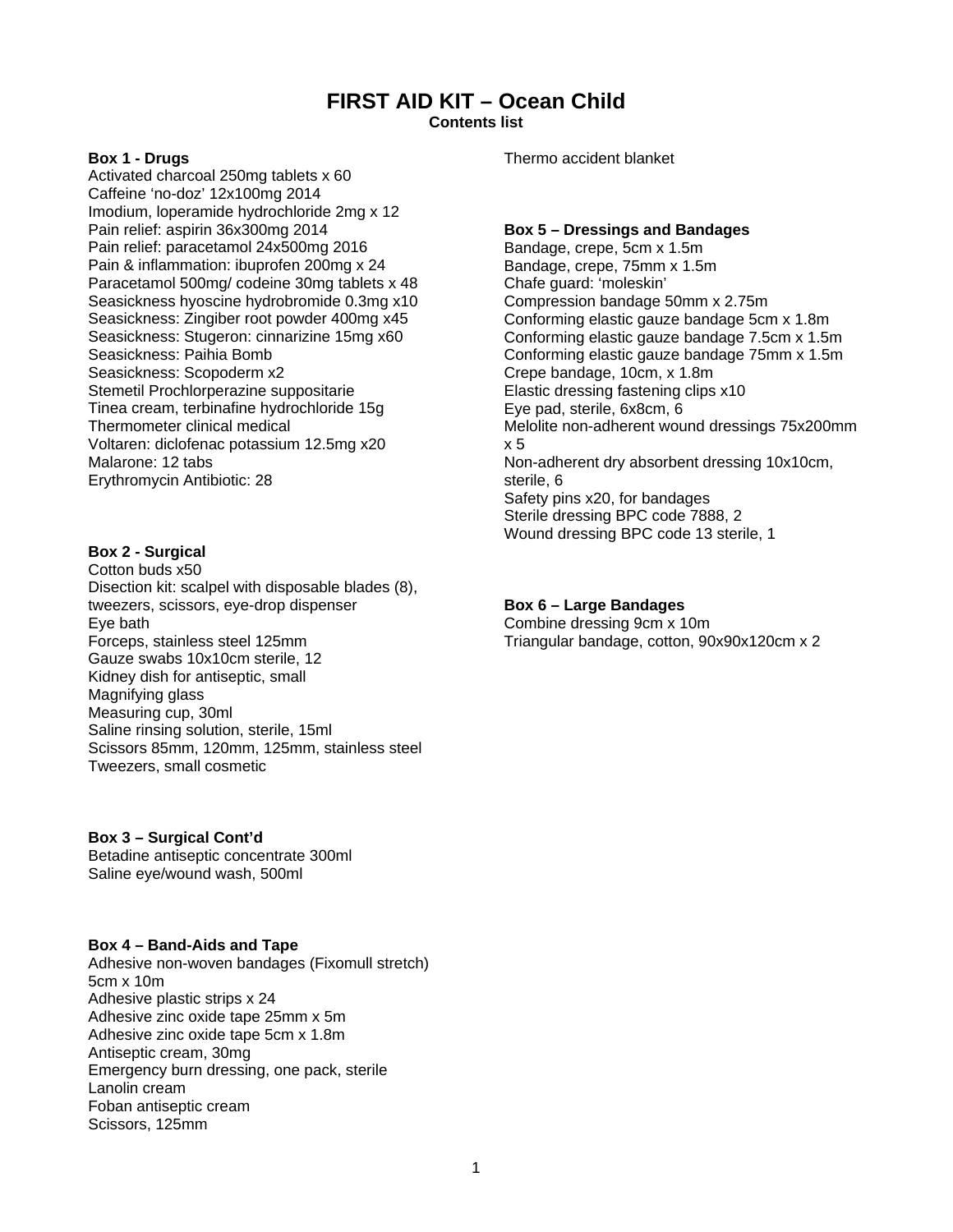# FIRST AID KIT – Ocean Child

**Contents list**

### Box 1 - Drugs

Activated charcoal 250mg tablets x 60
Caffeine 'no-doz' 12x100mg 2014
Imodium, loperamide hydrochloride 2mg x 12
Pain relief: aspirin 36x300mg 2014
Pain relief: paracetamol 24x500mg 2016
Pain & inflammation: ibuprofen 200mg x 24
Paracetamol 500mg/ codeine 30mg tablets x 48
Seasickness hyoscine hydrobromide 0.3mg x10
Seasickness: Zingiber root powder 400mg x45
Seasickness: Stugeron: cinnarizine 15mg x60
Seasickness: Paihia Bomb
Seasickness: Scopoderm x2
Stemetil Prochlorperazine suppositarie
Tinea cream, terbinafine hydrochloride 15g
Thermometer clinical medical
Voltaren: diclofenac potassium 12.5mg x20
Malarone: 12 tabs
Erythromycin Antibiotic: 28

### Box 2 - Surgical

Cotton buds x50
Disection kit: scalpel with disposable blades (8), tweezers, scissors, eye-drop dispenser
Eye bath
Forceps, stainless steel 125mm
Gauze swabs 10x10cm sterile, 12
Kidney dish for antiseptic, small
Magnifying glass
Measuring cup, 30ml
Saline rinsing solution, sterile, 15ml
Scissors 85mm, 120mm, 125mm, stainless steel
Tweezers, small cosmetic

### Box 3 – Surgical Cont'd

Betadine antiseptic concentrate 300ml
Saline eye/wound wash, 500ml

### Box 4 – Band-Aids and Tape

Adhesive non-woven bandages (Fixomull stretch) 5cm x 10m
Adhesive plastic strips x 24
Adhesive zinc oxide tape 25mm x 5m
Adhesive zinc oxide tape 5cm x 1.8m
Antiseptic cream, 30mg
Emergency burn dressing, one pack, sterile
Lanolin cream
Foban antiseptic cream
Scissors, 125mm
Thermo accident blanket

### Box 5 – Dressings and Bandages

Bandage, crepe, 5cm x 1.5m
Bandage, crepe, 75mm x 1.5m
Chafe guard: 'moleskin'
Compression bandage 50mm x 2.75m
Conforming elastic gauze bandage 5cm x 1.8m
Conforming elastic gauze bandage 7.5cm x 1.5m
Conforming elastic gauze bandage 75mm x 1.5m
Crepe bandage, 10cm, x 1.8m
Elastic dressing fastening clips x10
Eye pad, sterile, 6x8cm, 6
Melolite non-adherent wound dressings 75x200mm x 5
Non-adherent dry absorbent dressing 10x10cm, sterile, 6
Safety pins x20, for bandages
Sterile dressing BPC code 7888, 2
Wound dressing BPC code 13 sterile, 1

### Box 6 – Large Bandages

Combine dressing 9cm x 10m
Triangular bandage, cotton, 90x90x120cm x 2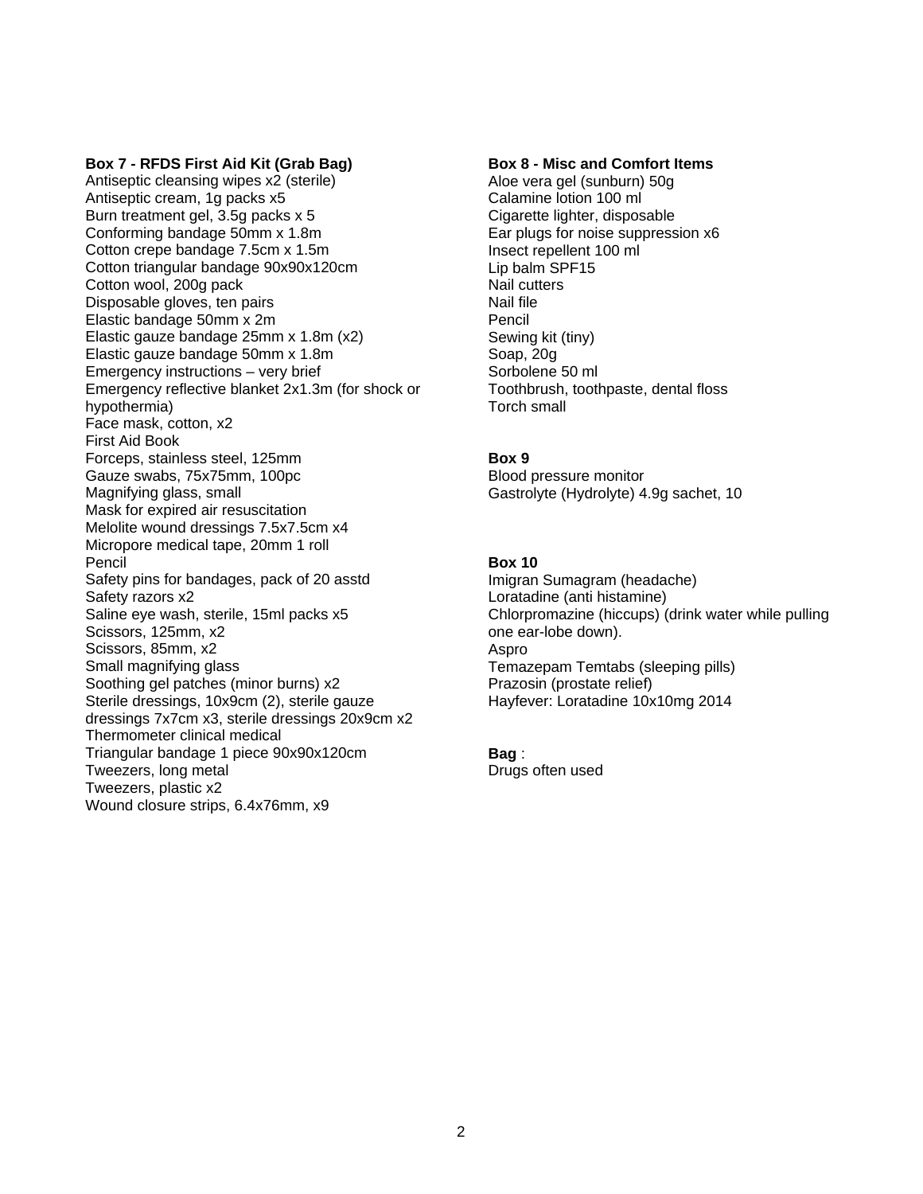**Box 7 - RFDS First Aid Kit (Grab Bag)**

Antiseptic cleansing wipes x2 (sterile)
Antiseptic cream, 1g packs x5
Burn treatment gel, 3.5g packs x 5
Conforming bandage 50mm x 1.8m
Cotton crepe bandage 7.5cm x 1.5m
Cotton triangular bandage 90x90x120cm
Cotton wool, 200g pack
Disposable gloves, ten pairs
Elastic bandage 50mm x 2m
Elastic gauze bandage 25mm x 1.8m (x2)
Elastic gauze bandage 50mm x 1.8m
Emergency instructions – very brief
Emergency reflective blanket 2x1.3m (for shock or hypothermia)
Face mask, cotton, x2
First Aid Book
Forceps, stainless steel, 125mm
Gauze swabs, 75x75mm, 100pc
Magnifying glass, small
Mask for expired air resuscitation
Melolite wound dressings 7.5x7.5cm x4
Micropore medical tape, 20mm 1 roll
Pencil
Safety pins for bandages, pack of 20 asstd
Safety razors x2
Saline eye wash, sterile, 15ml packs x5
Scissors, 125mm, x2
Scissors, 85mm, x2
Small magnifying glass
Soothing gel patches (minor burns) x2
Sterile dressings, 10x9cm (2), sterile gauze dressings 7x7cm x3, sterile dressings 20x9cm x2
Thermometer clinical medical
Triangular bandage 1 piece 90x90x120cm
Tweezers, long metal
Tweezers, plastic x2
Wound closure strips, 6.4x76mm, x9

**Box 8 - Misc and Comfort Items**

Aloe vera gel (sunburn) 50g
Calamine lotion 100 ml
Cigarette lighter, disposable
Ear plugs for noise suppression x6
Insect repellent 100 ml
Lip balm SPF15
Nail cutters
Nail file
Pencil
Sewing kit (tiny)
Soap, 20g
Sorbolene 50 ml
Toothbrush, toothpaste, dental floss
Torch small

**Box 9**

Blood pressure monitor
Gastrolyte (Hydrolyte) 4.9g sachet, 10

**Box 10**

Imigran Sumagram (headache)
Loratadine (anti histamine)
Chlorpromazine (hiccups) (drink water while pulling one ear-lobe down).
Aspro
Temazepam Temtabs (sleeping pills)
Prazosin (prostate relief)
Hayfever: Loratadine 10x10mg 2014

**Bag** :
Drugs often used